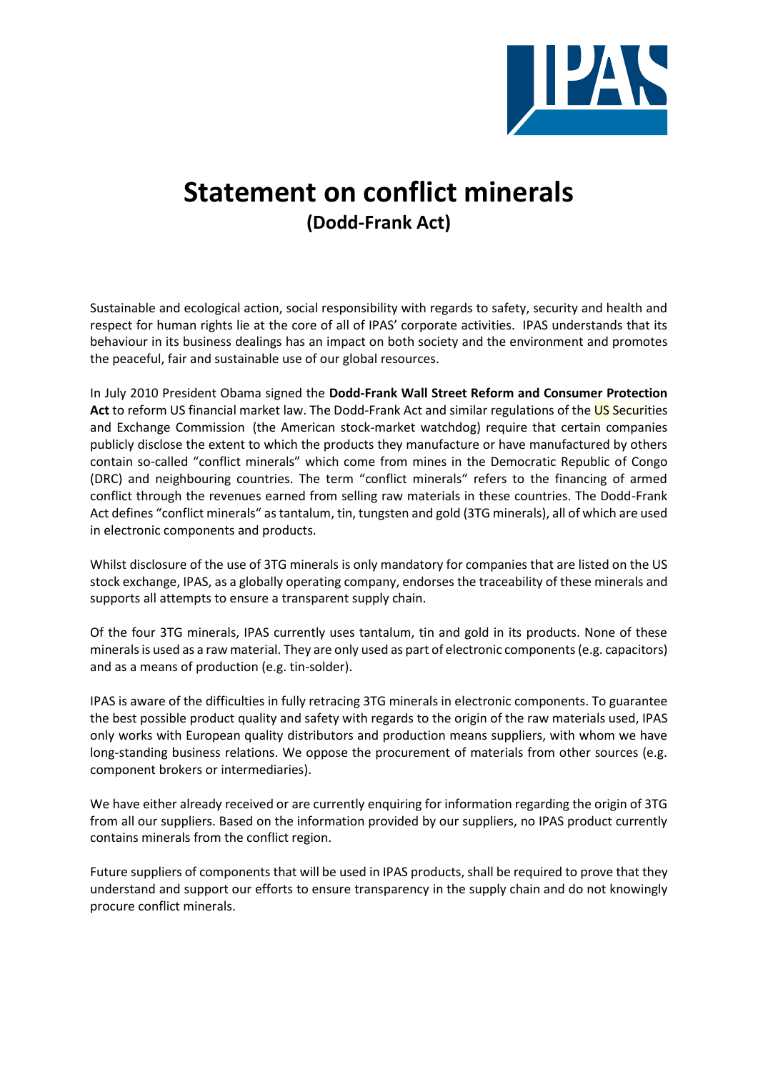# Statement on conflict minerals

## (Dodd-Frank Act)

Sustainable and ecological action, social responsibility with regards to safety, security and health and respect for human rights lie at the core of all of IPAS' corporate activities. IPAS understands that its behaviour in its business dealings has an impact on both society and the environment and promotes the peaceful, fair and sustainable use of our global resources.

In July 2010 President Obama signed the **Dodd-Frank Wall Street Reform and Consumer Protection Act** to reform US financial market law. The Dodd-Frank Act and similar regulations of the US Securities and Exchange Commission (the American stock-market watchdog) require that certain companies publicly disclose the extent to which the products they manufacture or have manufactured by others contain so-called "conflict minerals" which come from mines in the Democratic Republic of Congo (DRC) and neighbouring countries. The term "conflict minerals" refers to the financing of armed conflict through the revenues earned from selling raw materials in these countries. The Dodd-Frank Act defines "conflict minerals" as tantalum, tin, tungsten and gold (3TG minerals), all of which are used in electronic components and products.

Whilst disclosure of the use of 3TG minerals is only mandatory for companies that are listed on the US stock exchange, IPAS, as a globally operating company, endorses the traceability of these minerals and supports all attempts to ensure a transparent supply chain.

Of the four 3TG minerals, IPAS currently uses tantalum, tin and gold in its products. None of these minerals is used as a raw material. They are only used as part of electronic components (e.g. capacitors) and as a means of production (e.g. tin-solder).

IPAS is aware of the difficulties in fully retracing 3TG minerals in electronic components. To guarantee the best possible product quality and safety with regards to the origin of the raw materials used, IPAS only works with European quality distributors and production means suppliers, with whom we have long-standing business relations. We oppose the procurement of materials from other sources (e.g. component brokers or intermediaries).

We have either already received or are currently enquiring for information regarding the origin of 3TG from all our suppliers. Based on the information provided by our suppliers, no IPAS product currently contains minerals from the conflict region.

Future suppliers of components that will be used in IPAS products, shall be required to prove that they understand and support our efforts to ensure transparency in the supply chain and do not knowingly procure conflict minerals.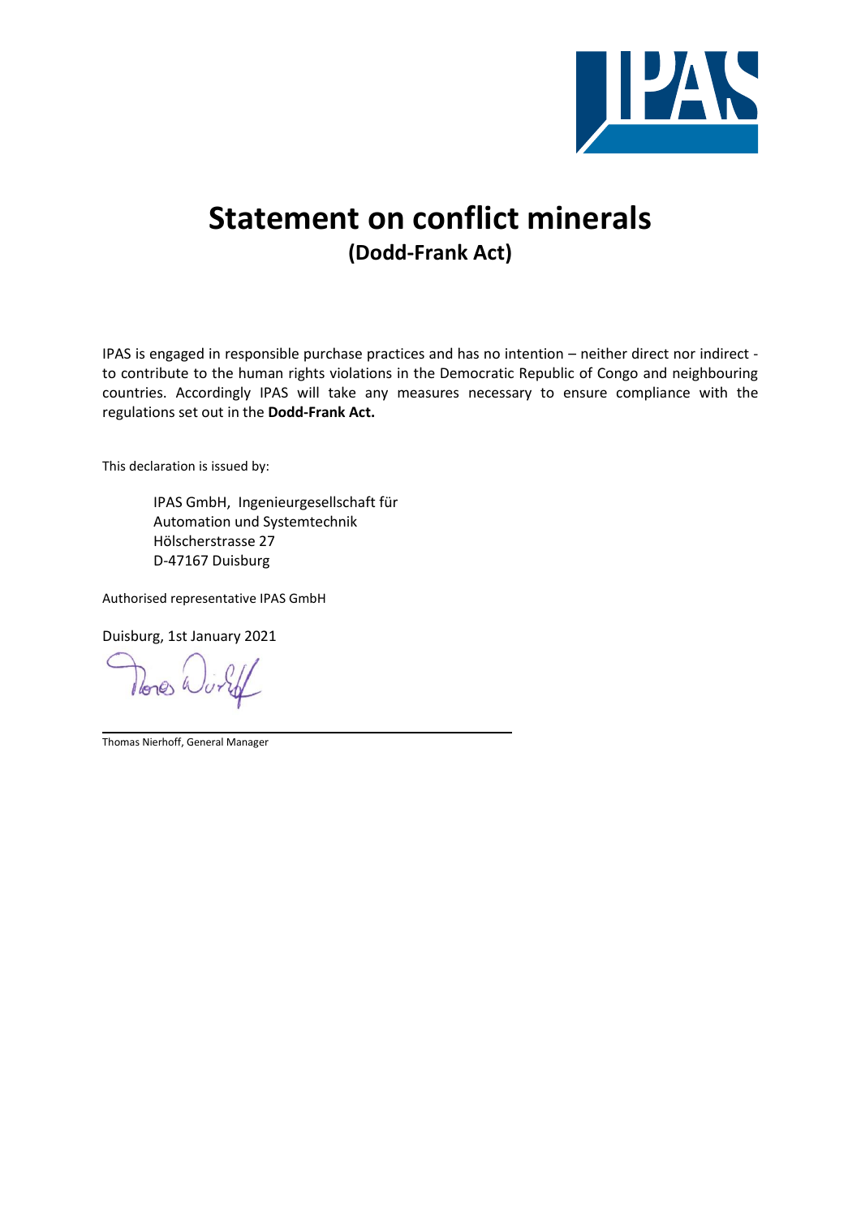# Statement on conflict minerals

## (Dodd-Frank Act)

IPAS is engaged in responsible purchase practices and has no intention – neither direct nor indirect - to contribute to the human rights violations in the Democratic Republic of Congo and neighbouring countries. Accordingly IPAS will take any measures necessary to ensure compliance with the regulations set out in the **Dodd-Frank Act.**

This declaration is issued by:

IPAS GmbH, Ingenieurgesellschaft für
Automation und Systemtechnik
Hölscherstrasse 27
D-47167 Duisburg

Authorised representative IPAS GmbH

Duisburg, 1st January 2021

Thomas Nierhoff, General Manager